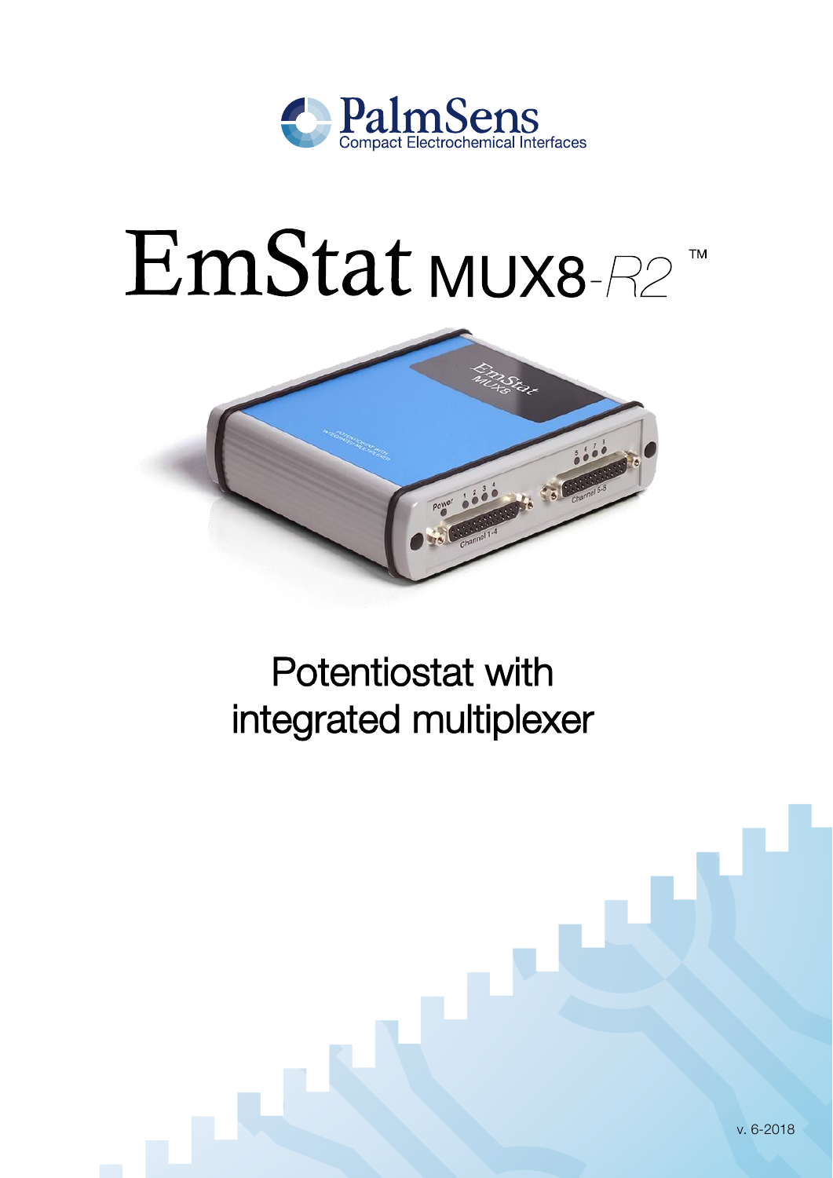PalmSens
Compact Electrochemical Interfaces

# EmStat MUX8-R2™

## Potentiostat with integrated multiplexer

v. 6-2018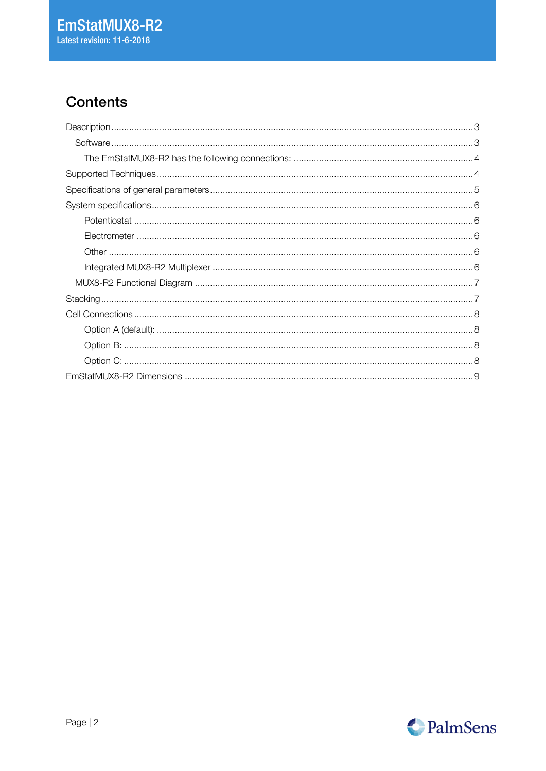## Contents

- Description ........ 3
  - Software ........ 3
    - The EmStatMUX8-R2 has the following connections: ........ 4
- Supported Techniques ........ 4
- Specifications of general parameters ........ 5
- System specifications ........ 6
    - Potentiostat ........ 6
    - Electrometer ........ 6
    - Other ........ 6
    - Integrated MUX8-R2 Multiplexer ........ 6
  - MUX8-R2 Functional Diagram ........ 7
- Stacking ........ 7
- Cell Connections ........ 8
    - Option A (default): ........ 8
    - Option B: ........ 8
    - Option C: ........ 8
- EmStatMUX8-R2 Dimensions ........ 9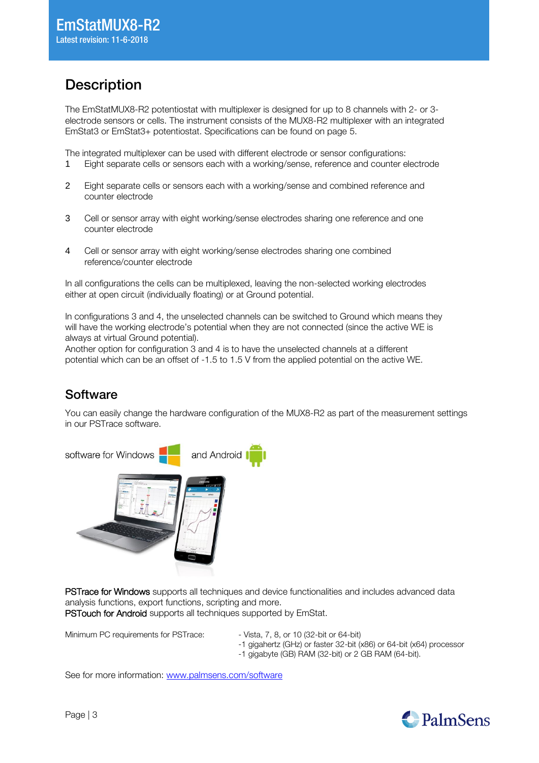# Description

The EmStatMUX8-R2 potentiostat with multiplexer is designed for up to 8 channels with 2- or 3-electrode sensors or cells. The instrument consists of the MUX8-R2 multiplexer with an integrated EmStat3 or EmStat3+ potentiostat. Specifications can be found on page 5.

The integrated multiplexer can be used with different electrode or sensor configurations:

1. Eight separate cells or sensors each with a working/sense, reference and counter electrode
2. Eight separate cells or sensors each with a working/sense and combined reference and counter electrode
3. Cell or sensor array with eight working/sense electrodes sharing one reference and one counter electrode
4. Cell or sensor array with eight working/sense electrodes sharing one combined reference/counter electrode

In all configurations the cells can be multiplexed, leaving the non-selected working electrodes either at open circuit (individually floating) or at Ground potential.

In configurations 3 and 4, the unselected channels can be switched to Ground which means they will have the working electrode's potential when they are not connected (since the active WE is always at virtual Ground potential).
Another option for configuration 3 and 4 is to have the unselected channels at a different potential which can be an offset of -1.5 to 1.5 V from the applied potential on the active WE.

## Software

You can easily change the hardware configuration of the MUX8-R2 as part of the measurement settings in our PSTrace software.

software for Windows and Android

**PSTrace for Windows** supports all techniques and device functionalities and includes advanced data analysis functions, export functions, scripting and more.
**PSTouch for Android** supports all techniques supported by EmStat.

| Minimum PC requirements for PSTrace: | - Vista, 7, 8, or 10 (32-bit or 64-bit)<br>-1 gigahertz (GHz) or faster 32-bit (x86) or 64-bit (x64) processor<br>-1 gigabyte (GB) RAM (32-bit) or 2 GB RAM (64-bit). |
|---|---|

See for more information: [www.palmsens.com/software](http://www.palmsens.com/software)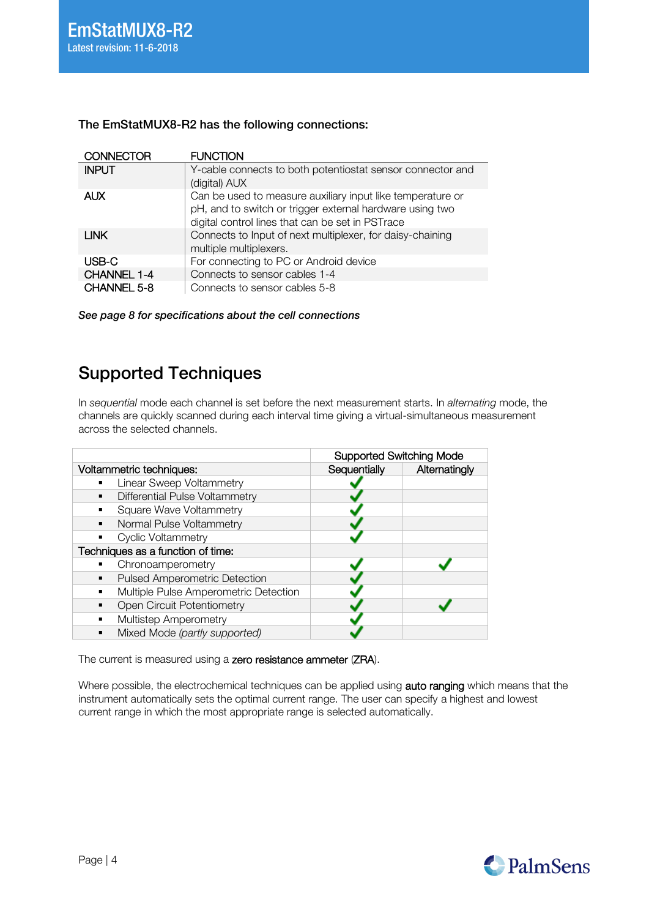**The EmStatMUX8-R2 has the following connections:**

| CONNECTOR | FUNCTION |
|---|---|
| INPUT | Y-cable connects to both potentiostat sensor connector and (digital) AUX |
| AUX | Can be used to measure auxiliary input like temperature or pH, and to switch or trigger external hardware using two digital control lines that can be set in PSTrace |
| LINK | Connects to Input of next multiplexer, for daisy-chaining multiple multiplexers. |
| USB-C | For connecting to PC or Android device |
| CHANNEL 1-4 | Connects to sensor cables 1-4 |
| CHANNEL 5-8 | Connects to sensor cables 5-8 |

***See page 8 for specifications about the cell connections***

# Supported Techniques

In *sequential* mode each channel is set before the next measurement starts. In *alternating* mode, the channels are quickly scanned during each interval time giving a virtual-simultaneous measurement across the selected channels.

| | Supported Switching Mode | |
|---|---|---|
| Voltammetric techniques: | Sequentially | Alternatingly |
| ▪ Linear Sweep Voltammetry | ✓ | |
| ▪ Differential Pulse Voltammetry | ✓ | |
| ▪ Square Wave Voltammetry | ✓ | |
| ▪ Normal Pulse Voltammetry | ✓ | |
| ▪ Cyclic Voltammetry | ✓ | |
| Techniques as a function of time: | | |
| ▪ Chronoamperometry | ✓ | ✓ |
| ▪ Pulsed Amperometric Detection | ✓ | |
| ▪ Multiple Pulse Amperometric Detection | ✓ | |
| ▪ Open Circuit Potentiometry | ✓ | ✓ |
| ▪ Multistep Amperometry | ✓ | |
| ▪ Mixed Mode *(partly supported)* | ✓ | |

The current is measured using a zero resistance ammeter (ZRA).

Where possible, the electrochemical techniques can be applied using auto ranging which means that the instrument automatically sets the optimal current range. The user can specify a highest and lowest current range in which the most appropriate range is selected automatically.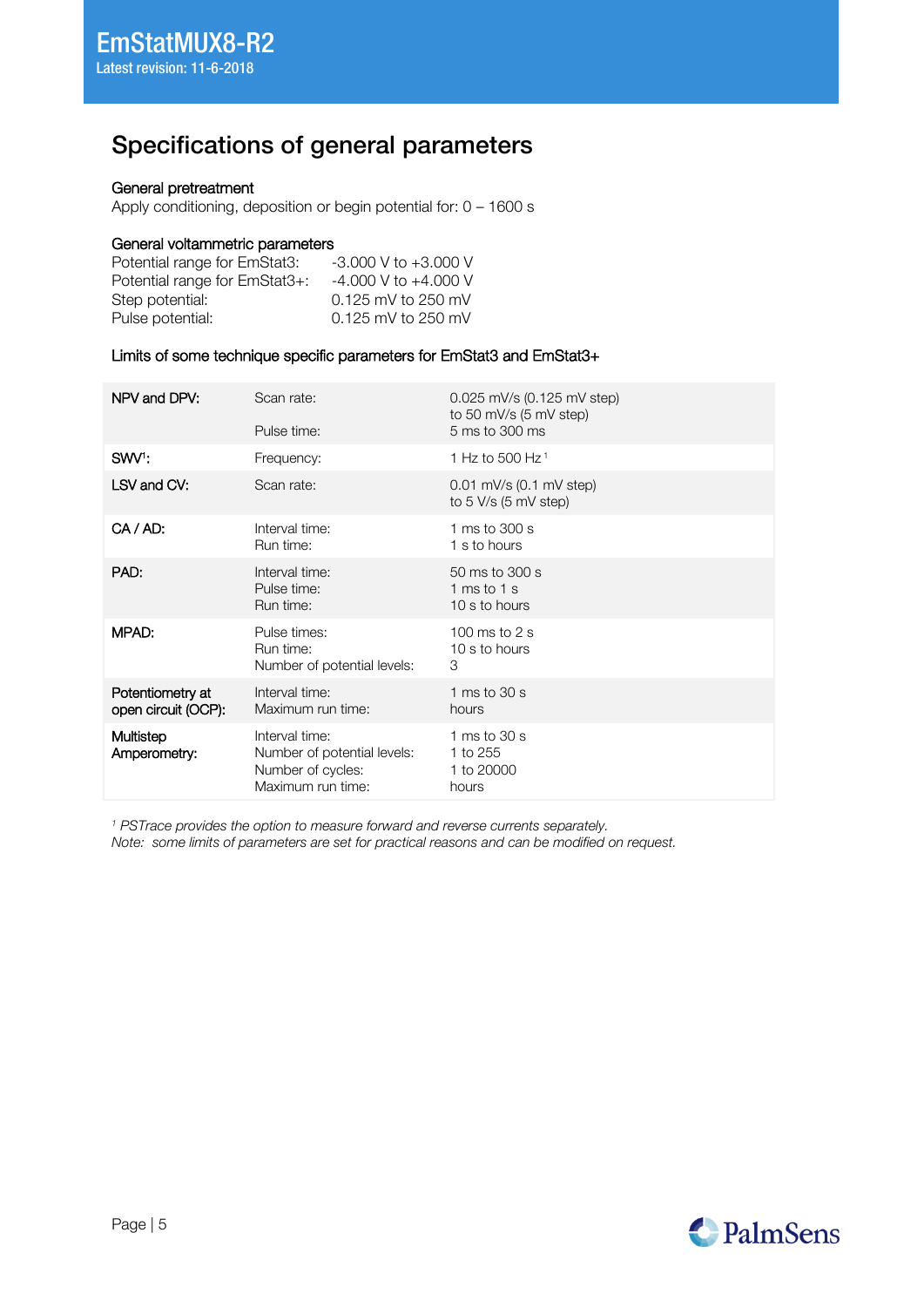# Specifications of general parameters

### General pretreatment

Apply conditioning, deposition or begin potential for: 0 – 1600 s

### General voltammetric parameters

| | |
|---|---|
| Potential range for EmStat3: | -3.000 V to +3.000 V |
| Potential range for EmStat3+: | -4.000 V to +4.000 V |
| Step potential: | 0.125 mV to 250 mV |
| Pulse potential: | 0.125 mV to 250 mV |

### Limits of some technique specific parameters for EmStat3 and EmStat3+

| Technique | Parameter | Limits |
|---|---|---|
| NPV and DPV: | Scan rate:<br><br>Pulse time: | 0.025 mV/s (0.125 mV step)<br>to 50 mV/s (5 mV step)<br>5 ms to 300 ms |
| SWV[1]: | Frequency: | 1 Hz to 500 Hz [1] |
| LSV and CV: | Scan rate: | 0.01 mV/s (0.1 mV step)<br>to 5 V/s (5 mV step) |
| CA / AD: | Interval time:<br>Run time: | 1 ms to 300 s<br>1 s to hours |
| PAD: | Interval time:<br>Pulse time:<br>Run time: | 50 ms to 300 s<br>1 ms to 1 s<br>10 s to hours |
| MPAD: | Pulse times:<br>Run time:<br>Number of potential levels: | 100 ms to 2 s<br>10 s to hours<br>3 |
| Potentiometry at open circuit (OCP): | Interval time:<br>Maximum run time: | 1 ms to 30 s<br>hours |
| Multistep Amperometry: | Interval time:<br>Number of potential levels:<br>Number of cycles:<br>Maximum run time: | 1 ms to 30 s<br>1 to 255<br>1 to 20000<br>hours |

*[1] PSTrace provides the option to measure forward and reverse currents separately.*
*Note: some limits of parameters are set for practical reasons and can be modified on request.*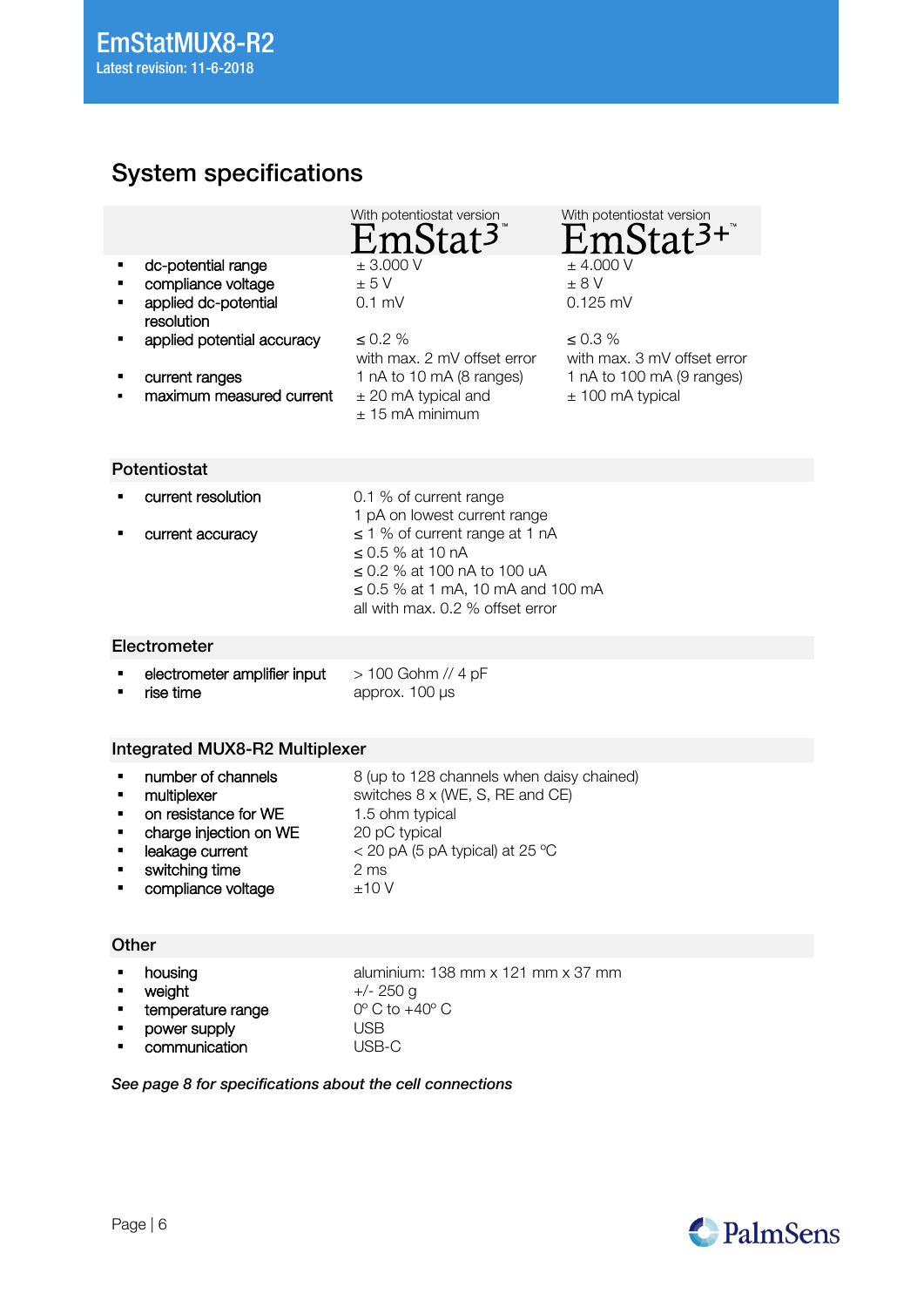## System specifications

| | With potentiostat version EmStat3™ | With potentiostat version EmStat3+™ |
|---|---|---|
| ▪ dc-potential range | ± 3.000 V | ± 4.000 V |
| ▪ compliance voltage | ± 5 V | ± 8 V |
| ▪ applied dc-potential resolution | 0.1 mV | 0.125 mV |
| ▪ applied potential accuracy | ≤ 0.2 % with max. 2 mV offset error | ≤ 0.3 % with max. 3 mV offset error |
| ▪ current ranges | 1 nA to 10 mA (8 ranges) | 1 nA to 100 mA (9 ranges) |
| ▪ maximum measured current | ± 20 mA typical and ± 15 mA minimum | ± 100 mA typical |

### Potentiostat

| | |
|---|---|
| ▪ current resolution | 0.1 % of current range<br>1 pA on lowest current range |
| ▪ current accuracy | ≤ 1 % of current range at 1 nA<br>≤ 0.5 % at 10 nA<br>≤ 0.2 % at 100 nA to 100 uA<br>≤ 0.5 % at 1 mA, 10 mA and 100 mA<br>all with max. 0.2 % offset error |

### Electrometer

| | |
|---|---|
| ▪ electrometer amplifier input | > 100 Gohm // 4 pF |
| ▪ rise time | approx. 100 µs |

### Integrated MUX8-R2 Multiplexer

| | |
|---|---|
| ▪ number of channels | 8 (up to 128 channels when daisy chained) |
| ▪ multiplexer | switches 8 x (WE, S, RE and CE) |
| ▪ on resistance for WE | 1.5 ohm typical |
| ▪ charge injection on WE | 20 pC typical |
| ▪ leakage current | < 20 pA (5 pA typical) at 25 ºC |
| ▪ switching time | 2 ms |
| ▪ compliance voltage | ±10 V |

### Other

| | |
|---|---|
| ▪ housing | aluminium: 138 mm x 121 mm x 37 mm |
| ▪ weight | +/- 250 g |
| ▪ temperature range | 0º C to +40º C |
| ▪ power supply | USB |
| ▪ communication | USB-C |

***See page 8 for specifications about the cell connections***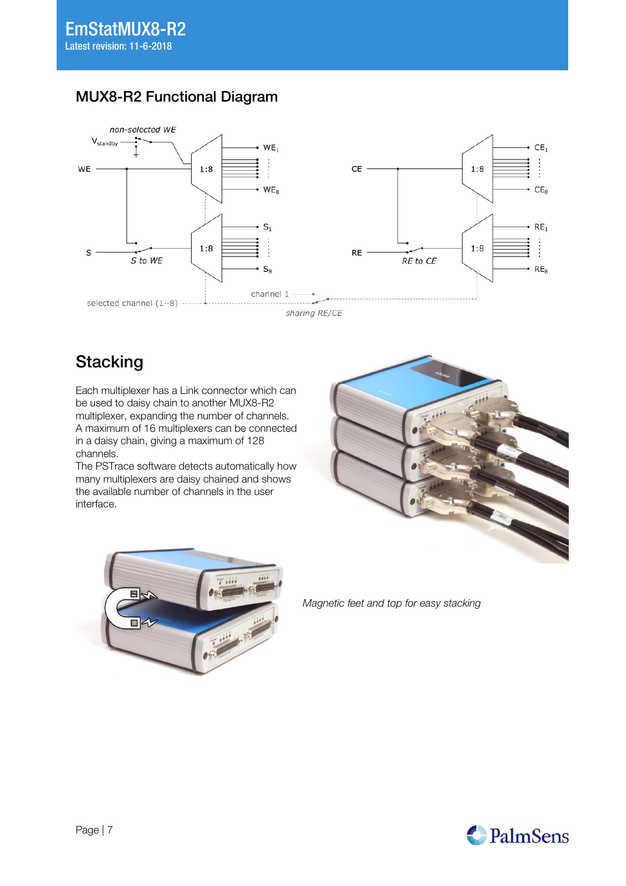## MUX8-R2 Functional Diagram

## Stacking

Each multiplexer has a Link connector which can be used to daisy chain to another MUX8-R2 multiplexer, expanding the number of channels. A maximum of 16 multiplexers can be connected in a daisy chain, giving a maximum of 128 channels.
The PSTrace software detects automatically how many multiplexers are daisy chained and shows the available number of channels in the user interface.

*Magnetic feet and top for easy stacking*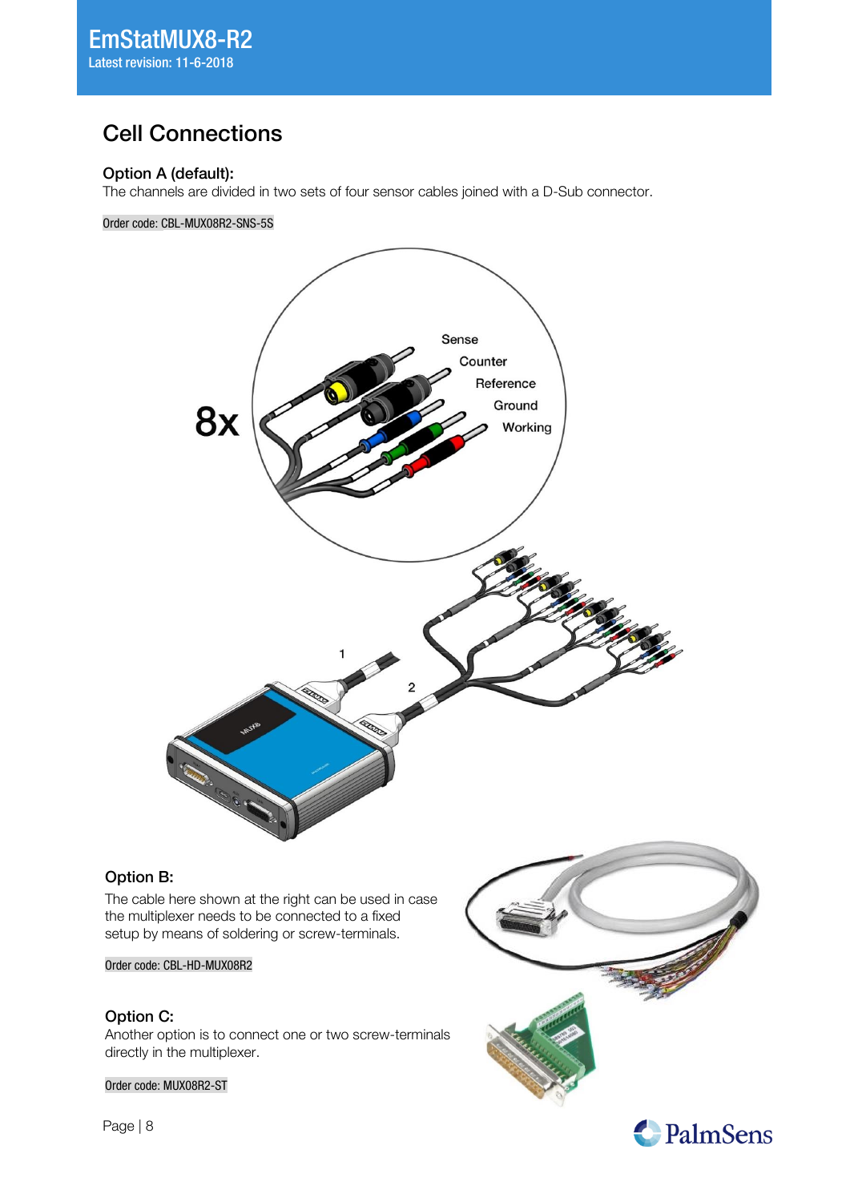## Cell Connections

### Option A (default):

The channels are divided in two sets of four sensor cables joined with a D-Sub connector.

Order code: CBL-MUX08R2-SNS-5S

### Option B:

The cable here shown at the right can be used in case the multiplexer needs to be connected to a fixed setup by means of soldering or screw-terminals.

Order code: CBL-HD-MUX08R2

### Option C:

Another option is to connect one or two screw-terminals directly in the multiplexer.

Order code: MUX08R2-ST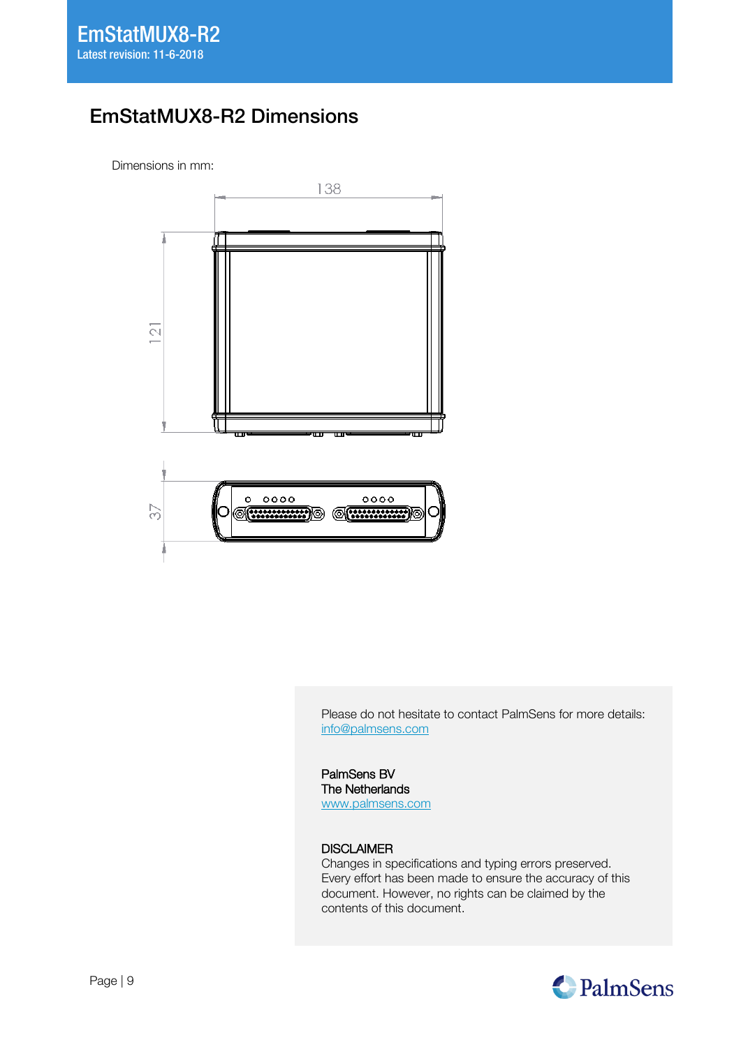# EmStatMUX8-R2 Dimensions

Dimensions in mm:

138

121

37

Please do not hesitate to contact PalmSens for more details:
info@palmsens.com

PalmSens BV
The Netherlands
www.palmsens.com

DISCLAIMER
Changes in specifications and typing errors preserved. Every effort has been made to ensure the accuracy of this document. However, no rights can be claimed by the contents of this document.